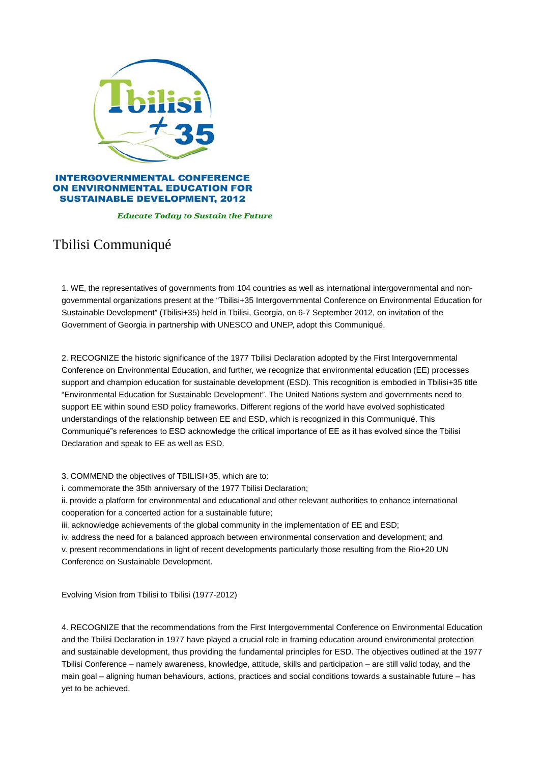**INTERGOVERNMENTAL CONFERENCE ON ENVIRONMENTAL EDUCATION FOR SUSTAINABLE DEVELOPMENT, 2012**

*Educate Today to Sustain the Future*

# Tbilisi Communiqué

1. WE, the representatives of governments from 104 countries as well as international intergovernmental and non-governmental organizations present at the "Tbilisi+35 Intergovernmental Conference on Environmental Education for Sustainable Development" (Tbilisi+35) held in Tbilisi, Georgia, on 6-7 September 2012, on invitation of the Government of Georgia in partnership with UNESCO and UNEP, adopt this Communiqué.

2. RECOGNIZE the historic significance of the 1977 Tbilisi Declaration adopted by the First Intergovernmental Conference on Environmental Education, and further, we recognize that environmental education (EE) processes support and champion education for sustainable development (ESD). This recognition is embodied in Tbilisi+35 title "Environmental Education for Sustainable Development". The United Nations system and governments need to support EE within sound ESD policy frameworks. Different regions of the world have evolved sophisticated understandings of the relationship between EE and ESD, which is recognized in this Communiqué. This Communiqué"s references to ESD acknowledge the critical importance of EE as it has evolved since the Tbilisi Declaration and speak to EE as well as ESD.

3. COMMEND the objectives of TBILISI+35, which are to:
i. commemorate the 35th anniversary of the 1977 Tbilisi Declaration;
ii. provide a platform for environmental and educational and other relevant authorities to enhance international cooperation for a concerted action for a sustainable future;
iii. acknowledge achievements of the global community in the implementation of EE and ESD;
iv. address the need for a balanced approach between environmental conservation and development; and
v. present recommendations in light of recent developments particularly those resulting from the Rio+20 UN Conference on Sustainable Development.

Evolving Vision from Tbilisi to Tbilisi (1977-2012)

4. RECOGNIZE that the recommendations from the First Intergovernmental Conference on Environmental Education and the Tbilisi Declaration in 1977 have played a crucial role in framing education around environmental protection and sustainable development, thus providing the fundamental principles for ESD. The objectives outlined at the 1977 Tbilisi Conference – namely awareness, knowledge, attitude, skills and participation – are still valid today, and the main goal – aligning human behaviours, actions, practices and social conditions towards a sustainable future – has yet to be achieved.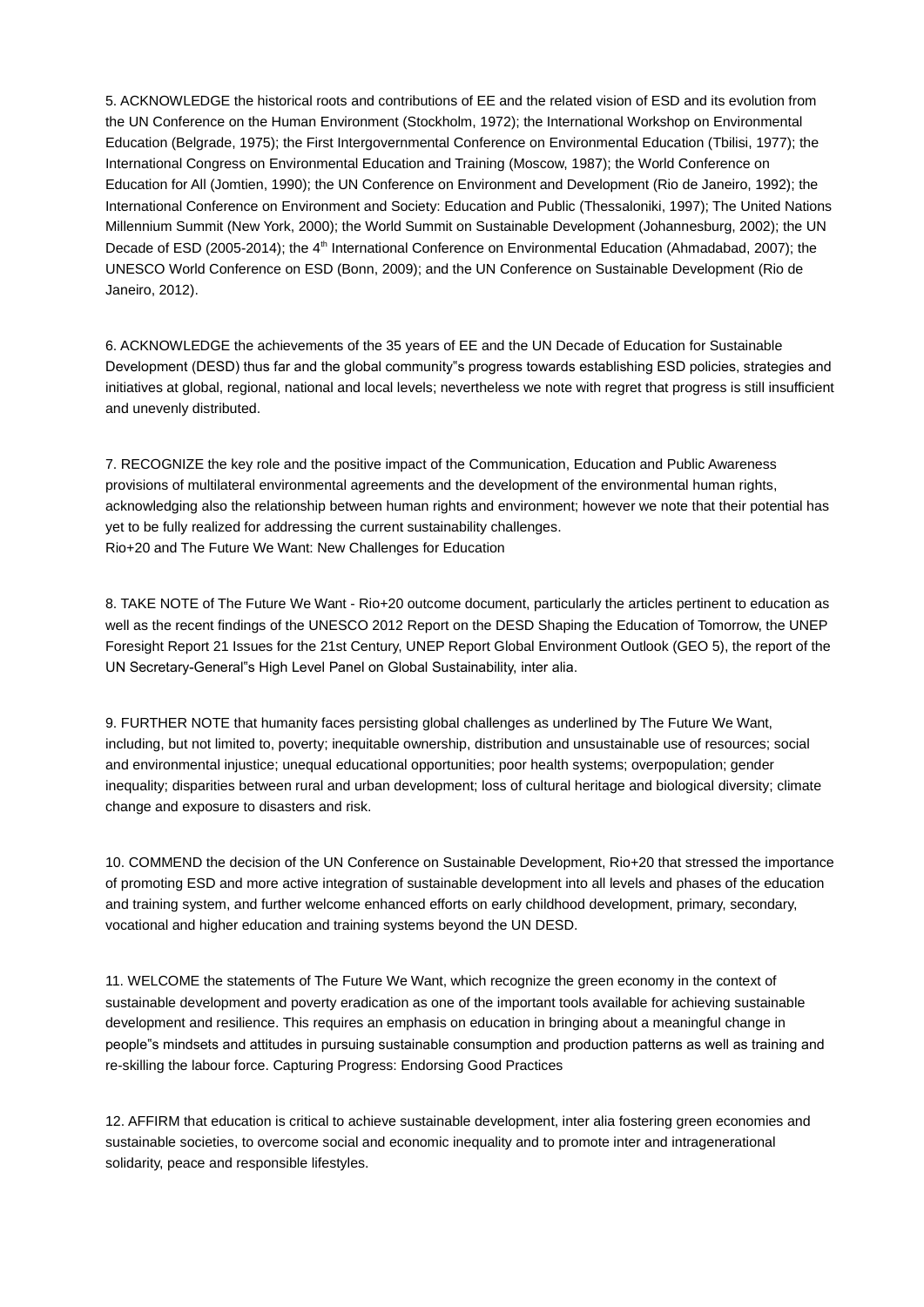5. ACKNOWLEDGE the historical roots and contributions of EE and the related vision of ESD and its evolution from the UN Conference on the Human Environment (Stockholm, 1972); the International Workshop on Environmental Education (Belgrade, 1975); the First Intergovernmental Conference on Environmental Education (Tbilisi, 1977); the International Congress on Environmental Education and Training (Moscow, 1987); the World Conference on Education for All (Jomtien, 1990); the UN Conference on Environment and Development (Rio de Janeiro, 1992); the International Conference on Environment and Society: Education and Public (Thessaloniki, 1997); The United Nations Millennium Summit (New York, 2000); the World Summit on Sustainable Development (Johannesburg, 2002); the UN Decade of ESD (2005-2014); the 4th International Conference on Environmental Education (Ahmadabad, 2007); the UNESCO World Conference on ESD (Bonn, 2009); and the UN Conference on Sustainable Development (Rio de Janeiro, 2012).

6. ACKNOWLEDGE the achievements of the 35 years of EE and the UN Decade of Education for Sustainable Development (DESD) thus far and the global community"s progress towards establishing ESD policies, strategies and initiatives at global, regional, national and local levels; nevertheless we note with regret that progress is still insufficient and unevenly distributed.

7. RECOGNIZE the key role and the positive impact of the Communication, Education and Public Awareness provisions of multilateral environmental agreements and the development of the environmental human rights, acknowledging also the relationship between human rights and environment; however we note that their potential has yet to be fully realized for addressing the current sustainability challenges.

Rio+20 and The Future We Want: New Challenges for Education

8. TAKE NOTE of The Future We Want - Rio+20 outcome document, particularly the articles pertinent to education as well as the recent findings of the UNESCO 2012 Report on the DESD Shaping the Education of Tomorrow, the UNEP Foresight Report 21 Issues for the 21st Century, UNEP Report Global Environment Outlook (GEO 5), the report of the UN Secretary-General"s High Level Panel on Global Sustainability, inter alia.

9. FURTHER NOTE that humanity faces persisting global challenges as underlined by The Future We Want, including, but not limited to, poverty; inequitable ownership, distribution and unsustainable use of resources; social and environmental injustice; unequal educational opportunities; poor health systems; overpopulation; gender inequality; disparities between rural and urban development; loss of cultural heritage and biological diversity; climate change and exposure to disasters and risk.

10. COMMEND the decision of the UN Conference on Sustainable Development, Rio+20 that stressed the importance of promoting ESD and more active integration of sustainable development into all levels and phases of the education and training system, and further welcome enhanced efforts on early childhood development, primary, secondary, vocational and higher education and training systems beyond the UN DESD.

11. WELCOME the statements of The Future We Want, which recognize the green economy in the context of sustainable development and poverty eradication as one of the important tools available for achieving sustainable development and resilience. This requires an emphasis on education in bringing about a meaningful change in people"s mindsets and attitudes in pursuing sustainable consumption and production patterns as well as training and re-skilling the labour force.

Capturing Progress: Endorsing Good Practices

12. AFFIRM that education is critical to achieve sustainable development, inter alia fostering green economies and sustainable societies, to overcome social and economic inequality and to promote inter and intragenerational solidarity, peace and responsible lifestyles.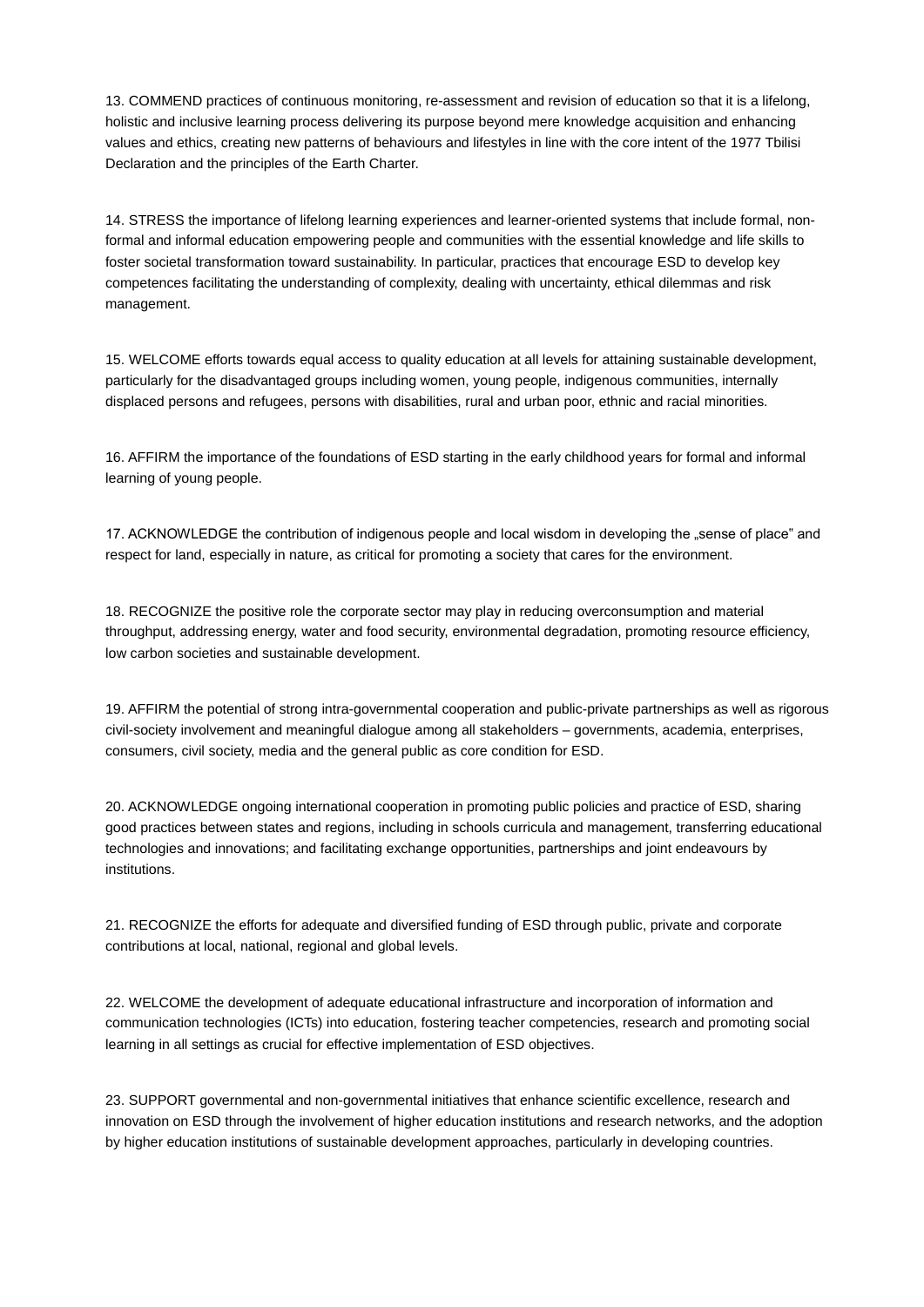13. COMMEND practices of continuous monitoring, re-assessment and revision of education so that it is a lifelong, holistic and inclusive learning process delivering its purpose beyond mere knowledge acquisition and enhancing values and ethics, creating new patterns of behaviours and lifestyles in line with the core intent of the 1977 Tbilisi Declaration and the principles of the Earth Charter.

14. STRESS the importance of lifelong learning experiences and learner-oriented systems that include formal, non-formal and informal education empowering people and communities with the essential knowledge and life skills to foster societal transformation toward sustainability. In particular, practices that encourage ESD to develop key competences facilitating the understanding of complexity, dealing with uncertainty, ethical dilemmas and risk management.

15. WELCOME efforts towards equal access to quality education at all levels for attaining sustainable development, particularly for the disadvantaged groups including women, young people, indigenous communities, internally displaced persons and refugees, persons with disabilities, rural and urban poor, ethnic and racial minorities.

16. AFFIRM the importance of the foundations of ESD starting in the early childhood years for formal and informal learning of young people.

17. ACKNOWLEDGE the contribution of indigenous people and local wisdom in developing the „sense of place" and respect for land, especially in nature, as critical for promoting a society that cares for the environment.

18. RECOGNIZE the positive role the corporate sector may play in reducing overconsumption and material throughput, addressing energy, water and food security, environmental degradation, promoting resource efficiency, low carbon societies and sustainable development.

19. AFFIRM the potential of strong intra-governmental cooperation and public-private partnerships as well as rigorous civil-society involvement and meaningful dialogue among all stakeholders – governments, academia, enterprises, consumers, civil society, media and the general public as core condition for ESD.

20. ACKNOWLEDGE ongoing international cooperation in promoting public policies and practice of ESD, sharing good practices between states and regions, including in schools curricula and management, transferring educational technologies and innovations; and facilitating exchange opportunities, partnerships and joint endeavours by institutions.

21. RECOGNIZE the efforts for adequate and diversified funding of ESD through public, private and corporate contributions at local, national, regional and global levels.

22. WELCOME the development of adequate educational infrastructure and incorporation of information and communication technologies (ICTs) into education, fostering teacher competencies, research and promoting social learning in all settings as crucial for effective implementation of ESD objectives.

23. SUPPORT governmental and non-governmental initiatives that enhance scientific excellence, research and innovation on ESD through the involvement of higher education institutions and research networks, and the adoption by higher education institutions of sustainable development approaches, particularly in developing countries.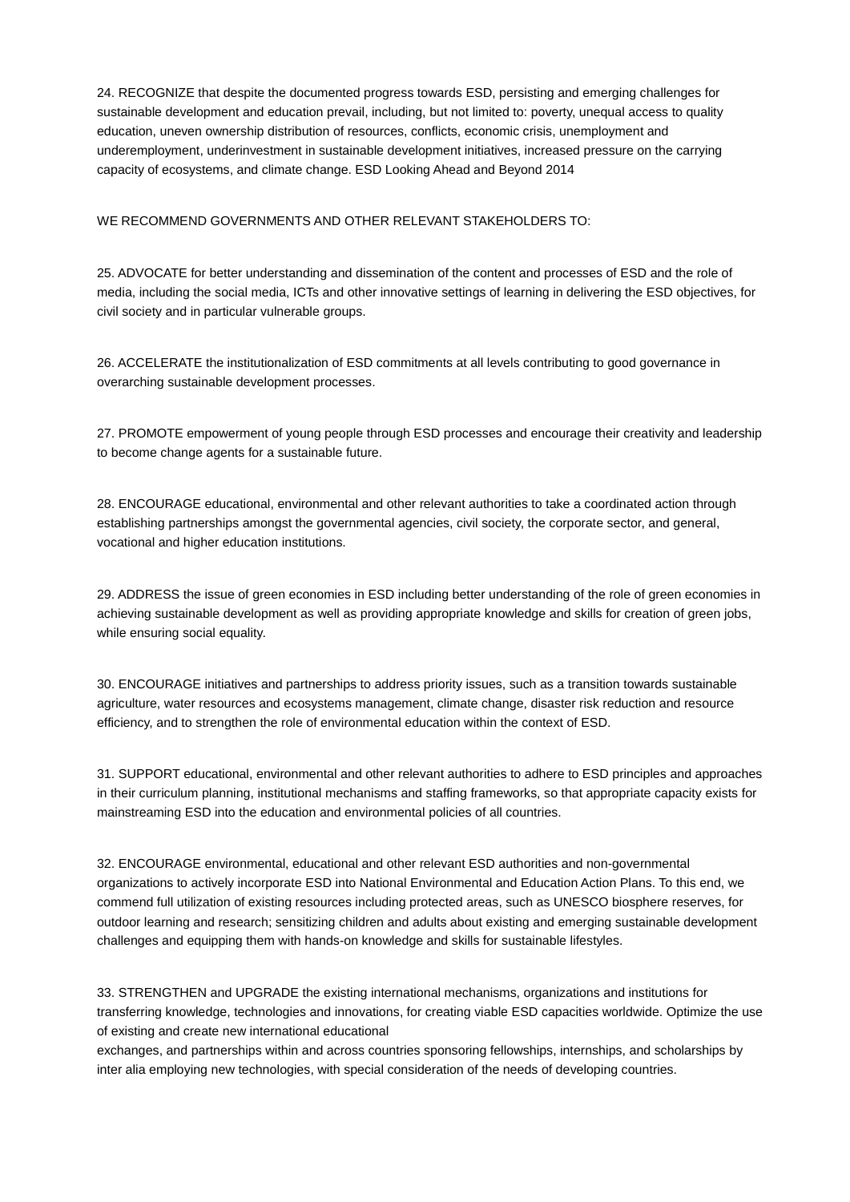24. RECOGNIZE that despite the documented progress towards ESD, persisting and emerging challenges for sustainable development and education prevail, including, but not limited to: poverty, unequal access to quality education, uneven ownership distribution of resources, conflicts, economic crisis, unemployment and underemployment, underinvestment in sustainable development initiatives, increased pressure on the carrying capacity of ecosystems, and climate change. ESD Looking Ahead and Beyond 2014

WE RECOMMEND GOVERNMENTS AND OTHER RELEVANT STAKEHOLDERS TO:

25. ADVOCATE for better understanding and dissemination of the content and processes of ESD and the role of media, including the social media, ICTs and other innovative settings of learning in delivering the ESD objectives, for civil society and in particular vulnerable groups.

26. ACCELERATE the institutionalization of ESD commitments at all levels contributing to good governance in overarching sustainable development processes.

27. PROMOTE empowerment of young people through ESD processes and encourage their creativity and leadership to become change agents for a sustainable future.

28. ENCOURAGE educational, environmental and other relevant authorities to take a coordinated action through establishing partnerships amongst the governmental agencies, civil society, the corporate sector, and general, vocational and higher education institutions.

29. ADDRESS the issue of green economies in ESD including better understanding of the role of green economies in achieving sustainable development as well as providing appropriate knowledge and skills for creation of green jobs, while ensuring social equality.

30. ENCOURAGE initiatives and partnerships to address priority issues, such as a transition towards sustainable agriculture, water resources and ecosystems management, climate change, disaster risk reduction and resource efficiency, and to strengthen the role of environmental education within the context of ESD.

31. SUPPORT educational, environmental and other relevant authorities to adhere to ESD principles and approaches in their curriculum planning, institutional mechanisms and staffing frameworks, so that appropriate capacity exists for mainstreaming ESD into the education and environmental policies of all countries.

32. ENCOURAGE environmental, educational and other relevant ESD authorities and non-governmental organizations to actively incorporate ESD into National Environmental and Education Action Plans. To this end, we commend full utilization of existing resources including protected areas, such as UNESCO biosphere reserves, for outdoor learning and research; sensitizing children and adults about existing and emerging sustainable development challenges and equipping them with hands-on knowledge and skills for sustainable lifestyles.

33. STRENGTHEN and UPGRADE the existing international mechanisms, organizations and institutions for transferring knowledge, technologies and innovations, for creating viable ESD capacities worldwide. Optimize the use of existing and create new international educational exchanges, and partnerships within and across countries sponsoring fellowships, internships, and scholarships by inter alia employing new technologies, with special consideration of the needs of developing countries.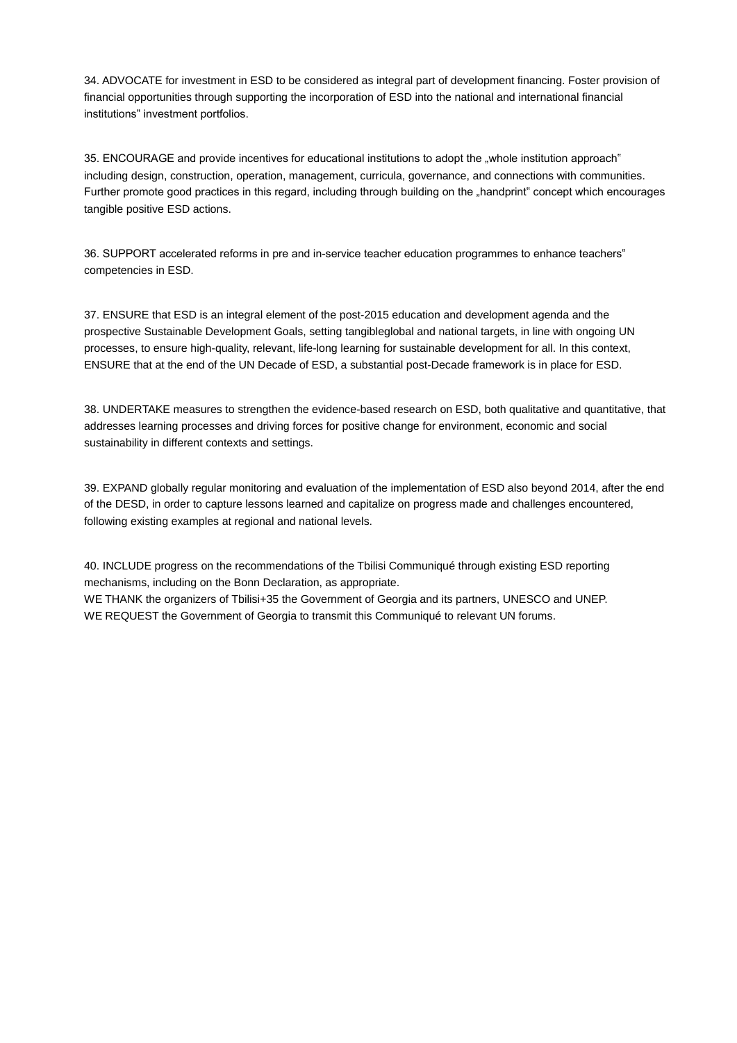34. ADVOCATE for investment in ESD to be considered as integral part of development financing. Foster provision of financial opportunities through supporting the incorporation of ESD into the national and international financial institutions" investment portfolios.

35. ENCOURAGE and provide incentives for educational institutions to adopt the „whole institution approach" including design, construction, operation, management, curricula, governance, and connections with communities. Further promote good practices in this regard, including through building on the „handprint" concept which encourages tangible positive ESD actions.

36. SUPPORT accelerated reforms in pre and in-service teacher education programmes to enhance teachers" competencies in ESD.

37. ENSURE that ESD is an integral element of the post-2015 education and development agenda and the prospective Sustainable Development Goals, setting tangibleglobal and national targets, in line with ongoing UN processes, to ensure high-quality, relevant, life-long learning for sustainable development for all. In this context, ENSURE that at the end of the UN Decade of ESD, a substantial post-Decade framework is in place for ESD.

38. UNDERTAKE measures to strengthen the evidence-based research on ESD, both qualitative and quantitative, that addresses learning processes and driving forces for positive change for environment, economic and social sustainability in different contexts and settings.

39. EXPAND globally regular monitoring and evaluation of the implementation of ESD also beyond 2014, after the end of the DESD, in order to capture lessons learned and capitalize on progress made and challenges encountered, following existing examples at regional and national levels.

40. INCLUDE progress on the recommendations of the Tbilisi Communiqué through existing ESD reporting mechanisms, including on the Bonn Declaration, as appropriate.
WE THANK the organizers of Tbilisi+35 the Government of Georgia and its partners, UNESCO and UNEP.
WE REQUEST the Government of Georgia to transmit this Communiqué to relevant UN forums.